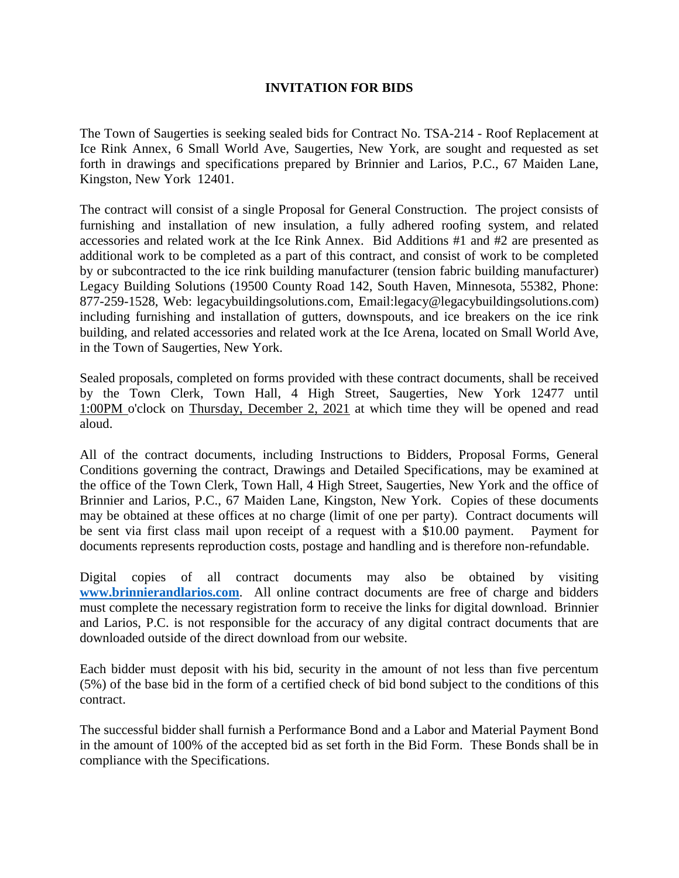**INVITATION FOR BIDS**

The Town of Saugerties is seeking sealed bids for Contract No. TSA-214 - Roof Replacement at Ice Rink Annex, 6 Small World Ave, Saugerties, New York, are sought and requested as set forth in drawings and specifications prepared by Brinnier and Larios, P.C., 67 Maiden Lane, Kingston, New York 12401.

The contract will consist of a single Proposal for General Construction. The project consists of furnishing and installation of new insulation, a fully adhered roofing system, and related accessories and related work at the Ice Rink Annex. Bid Additions #1 and #2 are presented as additional work to be completed as a part of this contract, and consist of work to be completed by or subcontracted to the ice rink building manufacturer (tension fabric building manufacturer) Legacy Building Solutions (19500 County Road 142, South Haven, Minnesota, 55382, Phone: 877-259-1528, Web: legacybuildingsolutions.com, Email:legacy@legacybuildingsolutions.com) including furnishing and installation of gutters, downspouts, and ice breakers on the ice rink building, and related accessories and related work at the Ice Arena, located on Small World Ave, in the Town of Saugerties, New York.

Sealed proposals, completed on forms provided with these contract documents, shall be received by the Town Clerk, Town Hall, 4 High Street, Saugerties, New York 12477 until 1:00PM o'clock on Thursday, December 2, 2021 at which time they will be opened and read aloud.

All of the contract documents, including Instructions to Bidders, Proposal Forms, General Conditions governing the contract, Drawings and Detailed Specifications, may be examined at the office of the Town Clerk, Town Hall, 4 High Street, Saugerties, New York and the office of Brinnier and Larios, P.C., 67 Maiden Lane, Kingston, New York. Copies of these documents may be obtained at these offices at no charge (limit of one per party). Contract documents will be sent via first class mail upon receipt of a request with a $10.00 payment. Payment for documents represents reproduction costs, postage and handling and is therefore non-refundable.

Digital copies of all contract documents may also be obtained by visiting **www.brinnierandlarios.com**. All online contract documents are free of charge and bidders must complete the necessary registration form to receive the links for digital download. Brinnier and Larios, P.C. is not responsible for the accuracy of any digital contract documents that are downloaded outside of the direct download from our website.

Each bidder must deposit with his bid, security in the amount of not less than five percentum (5%) of the base bid in the form of a certified check of bid bond subject to the conditions of this contract.

The successful bidder shall furnish a Performance Bond and a Labor and Material Payment Bond in the amount of 100% of the accepted bid as set forth in the Bid Form. These Bonds shall be in compliance with the Specifications.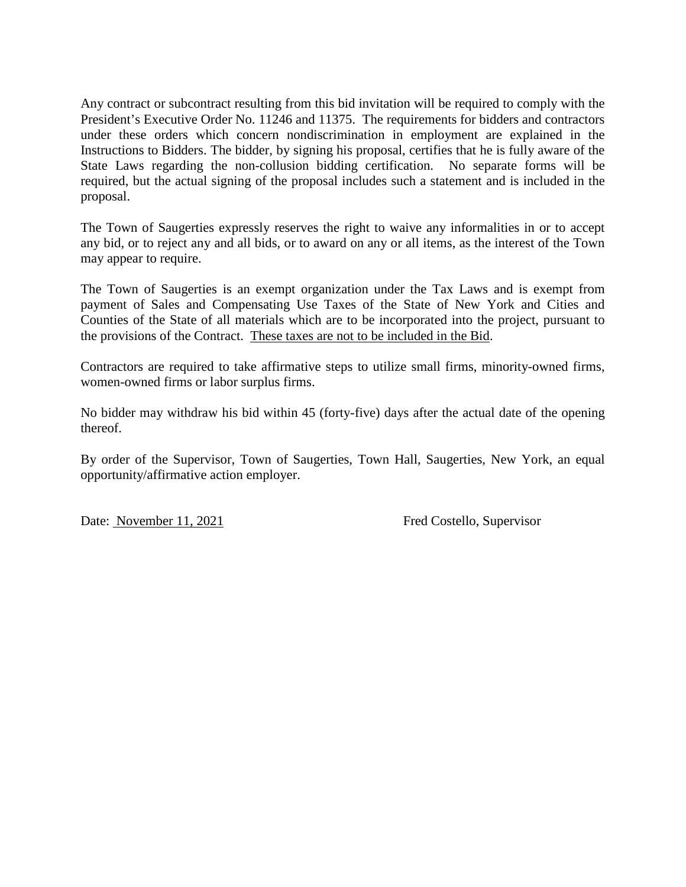Any contract or subcontract resulting from this bid invitation will be required to comply with the President's Executive Order No. 11246 and 11375. The requirements for bidders and contractors under these orders which concern nondiscrimination in employment are explained in the Instructions to Bidders. The bidder, by signing his proposal, certifies that he is fully aware of the State Laws regarding the non-collusion bidding certification. No separate forms will be required, but the actual signing of the proposal includes such a statement and is included in the proposal.

The Town of Saugerties expressly reserves the right to waive any informalities in or to accept any bid, or to reject any and all bids, or to award on any or all items, as the interest of the Town may appear to require.

The Town of Saugerties is an exempt organization under the Tax Laws and is exempt from payment of Sales and Compensating Use Taxes of the State of New York and Cities and Counties of the State of all materials which are to be incorporated into the project, pursuant to the provisions of the Contract. <u>These taxes are not to be included in the Bid</u>.

Contractors are required to take affirmative steps to utilize small firms, minority-owned firms, women-owned firms or labor surplus firms.

No bidder may withdraw his bid within 45 (forty-five) days after the actual date of the opening thereof.

By order of the Supervisor, Town of Saugerties, Town Hall, Saugerties, New York, an equal opportunity/affirmative action employer.

Date: <u>November 11, 2021</u>

Fred Costello, Supervisor